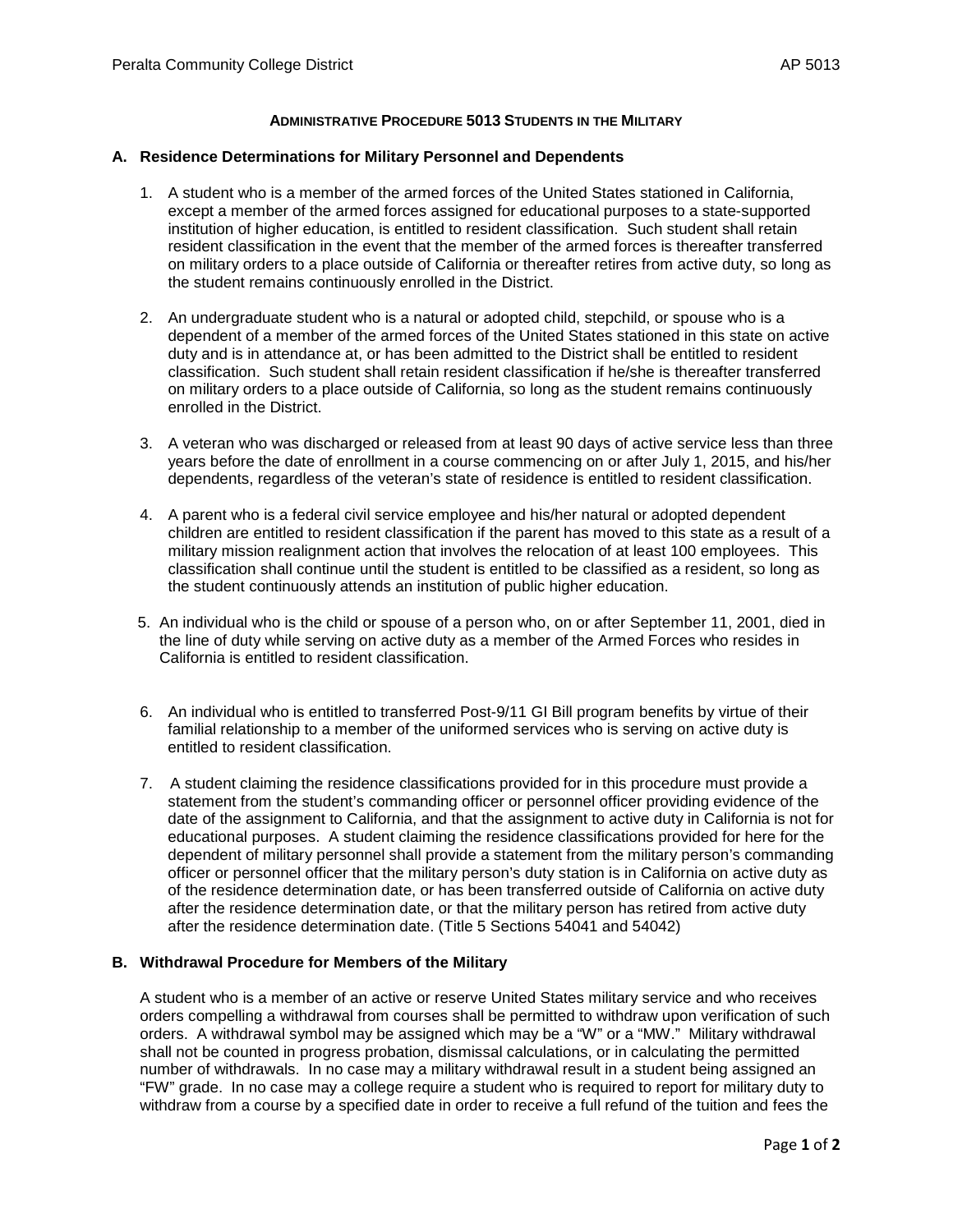## ADMINISTRATIVE PROCEDURE 5013 STUDENTS IN THE MILITARY

### A. Residence Determinations for Military Personnel and Dependents

1. A student who is a member of the armed forces of the United States stationed in California, except a member of the armed forces assigned for educational purposes to a state-supported institution of higher education, is entitled to resident classification. Such student shall retain resident classification in the event that the member of the armed forces is thereafter transferred on military orders to a place outside of California or thereafter retires from active duty, so long as the student remains continuously enrolled in the District.

2. An undergraduate student who is a natural or adopted child, stepchild, or spouse who is a dependent of a member of the armed forces of the United States stationed in this state on active duty and is in attendance at, or has been admitted to the District shall be entitled to resident classification. Such student shall retain resident classification if he/she is thereafter transferred on military orders to a place outside of California, so long as the student remains continuously enrolled in the District.

3. A veteran who was discharged or released from at least 90 days of active service less than three years before the date of enrollment in a course commencing on or after July 1, 2015, and his/her dependents, regardless of the veteran's state of residence is entitled to resident classification.

4. A parent who is a federal civil service employee and his/her natural or adopted dependent children are entitled to resident classification if the parent has moved to this state as a result of a military mission realignment action that involves the relocation of at least 100 employees. This classification shall continue until the student is entitled to be classified as a resident, so long as the student continuously attends an institution of public higher education.

5. An individual who is the child or spouse of a person who, on or after September 11, 2001, died in the line of duty while serving on active duty as a member of the Armed Forces who resides in California is entitled to resident classification.

6. An individual who is entitled to transferred Post-9/11 GI Bill program benefits by virtue of their familial relationship to a member of the uniformed services who is serving on active duty is entitled to resident classification.

7. A student claiming the residence classifications provided for in this procedure must provide a statement from the student's commanding officer or personnel officer providing evidence of the date of the assignment to California, and that the assignment to active duty in California is not for educational purposes. A student claiming the residence classifications provided for here for the dependent of military personnel shall provide a statement from the military person's commanding officer or personnel officer that the military person's duty station is in California on active duty as of the residence determination date, or has been transferred outside of California on active duty after the residence determination date, or that the military person has retired from active duty after the residence determination date. (Title 5 Sections 54041 and 54042)

### B. Withdrawal Procedure for Members of the Military

A student who is a member of an active or reserve United States military service and who receives orders compelling a withdrawal from courses shall be permitted to withdraw upon verification of such orders. A withdrawal symbol may be assigned which may be a "W" or a "MW." Military withdrawal shall not be counted in progress probation, dismissal calculations, or in calculating the permitted number of withdrawals. In no case may a military withdrawal result in a student being assigned an "FW" grade. In no case may a college require a student who is required to report for military duty to withdraw from a course by a specified date in order to receive a full refund of the tuition and fees the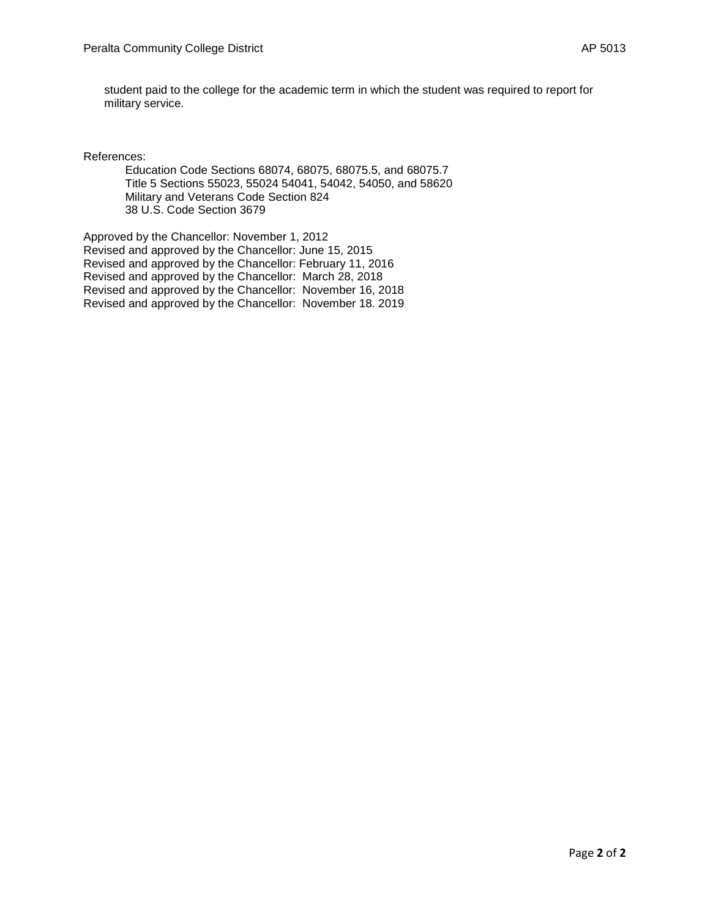student paid to the college for the academic term in which the student was required to report for military service.

References:

Education Code Sections 68074, 68075, 68075.5, and 68075.7
Title 5 Sections 55023, 55024 54041, 54042, 54050, and 58620
Military and Veterans Code Section 824
38 U.S. Code Section 3679

Approved by the Chancellor: November 1, 2012
Revised and approved by the Chancellor: June 15, 2015
Revised and approved by the Chancellor: February 11, 2016
Revised and approved by the Chancellor: March 28, 2018
Revised and approved by the Chancellor: November 16, 2018
Revised and approved by the Chancellor: November 18. 2019